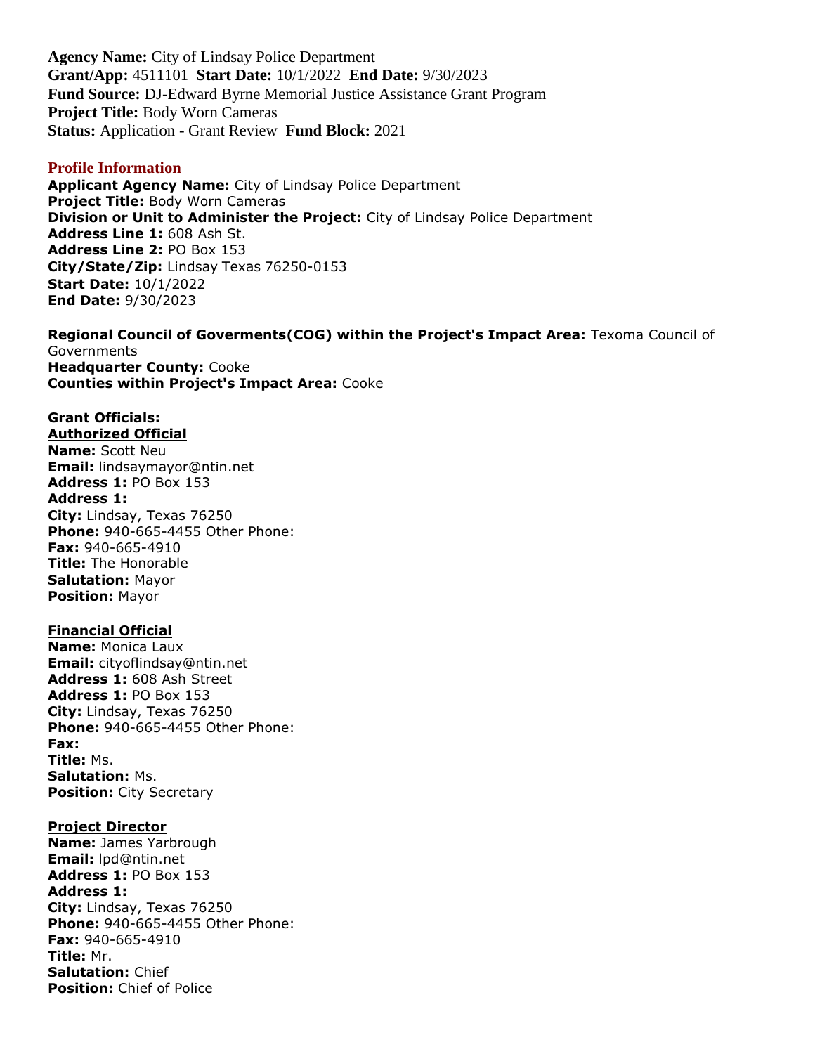**Agency Name:** City of Lindsay Police Department
**Grant/App:** 4511101 **Start Date:** 10/1/2022 **End Date:** 9/30/2023
**Fund Source:** DJ-Edward Byrne Memorial Justice Assistance Grant Program
**Project Title:** Body Worn Cameras
**Status:** Application - Grant Review **Fund Block:** 2021

## Profile Information

**Applicant Agency Name:** City of Lindsay Police Department
**Project Title:** Body Worn Cameras
**Division or Unit to Administer the Project:** City of Lindsay Police Department
**Address Line 1:** 608 Ash St.
**Address Line 2:** PO Box 153
**City/State/Zip:** Lindsay Texas 76250-0153
**Start Date:** 10/1/2022
**End Date:** 9/30/2023

**Regional Council of Goverments(COG) within the Project's Impact Area:** Texoma Council of Governments
**Headquarter County:** Cooke
**Counties within Project's Impact Area:** Cooke

**Grant Officials:**

**Authorized Official**

**Name:** Scott Neu
**Email:** lindsaymayor@ntin.net
**Address 1:** PO Box 153
**Address 1:**
**City:** Lindsay, Texas 76250
**Phone:** 940-665-4455 Other Phone:
**Fax:** 940-665-4910
**Title:** The Honorable
**Salutation:** Mayor
**Position:** Mayor

**Financial Official**

**Name:** Monica Laux
**Email:** cityoflindsay@ntin.net
**Address 1:** 608 Ash Street
**Address 1:** PO Box 153
**City:** Lindsay, Texas 76250
**Phone:** 940-665-4455 Other Phone:
**Fax:**
**Title:** Ms.
**Salutation:** Ms.
**Position:** City Secretary

**Project Director**

**Name:** James Yarbrough
**Email:** lpd@ntin.net
**Address 1:** PO Box 153
**Address 1:**
**City:** Lindsay, Texas 76250
**Phone:** 940-665-4455 Other Phone:
**Fax:** 940-665-4910
**Title:** Mr.
**Salutation:** Chief
**Position:** Chief of Police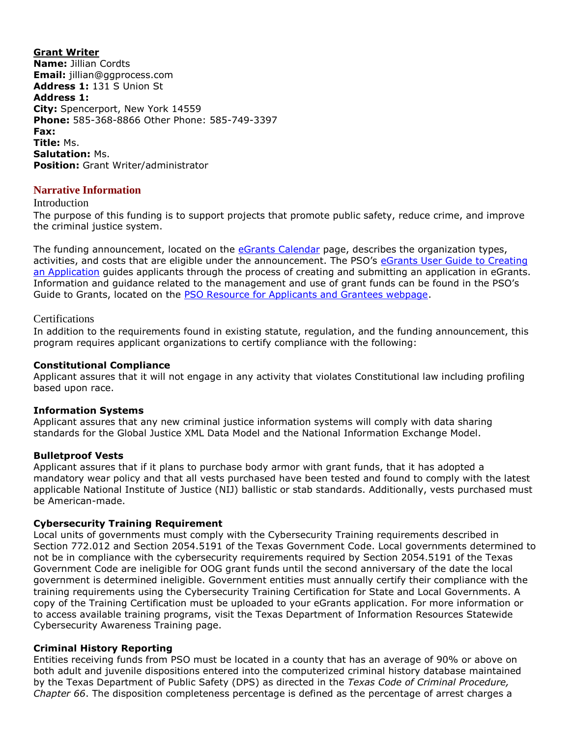**Grant Writer**

**Name:** Jillian Cordts
**Email:** jillian@ggprocess.com
**Address 1:** 131 S Union St
**Address 1:**
**City:** Spencerport, New York 14559
**Phone:** 585-368-8866 Other Phone: 585-749-3397
**Fax:**
**Title:** Ms.
**Salutation:** Ms.
**Position:** Grant Writer/administrator

## Narrative Information

### Introduction

The purpose of this funding is to support projects that promote public safety, reduce crime, and improve the criminal justice system.

The funding announcement, located on the eGrants Calendar page, describes the organization types, activities, and costs that are eligible under the announcement. The PSO's eGrants User Guide to Creating an Application guides applicants through the process of creating and submitting an application in eGrants. Information and guidance related to the management and use of grant funds can be found in the PSO's Guide to Grants, located on the PSO Resource for Applicants and Grantees webpage.

### Certifications

In addition to the requirements found in existing statute, regulation, and the funding announcement, this program requires applicant organizations to certify compliance with the following:

**Constitutional Compliance**
Applicant assures that it will not engage in any activity that violates Constitutional law including profiling based upon race.

**Information Systems**
Applicant assures that any new criminal justice information systems will comply with data sharing standards for the Global Justice XML Data Model and the National Information Exchange Model.

**Bulletproof Vests**
Applicant assures that if it plans to purchase body armor with grant funds, that it has adopted a mandatory wear policy and that all vests purchased have been tested and found to comply with the latest applicable National Institute of Justice (NIJ) ballistic or stab standards. Additionally, vests purchased must be American-made.

**Cybersecurity Training Requirement**
Local units of governments must comply with the Cybersecurity Training requirements described in Section 772.012 and Section 2054.5191 of the Texas Government Code. Local governments determined to not be in compliance with the cybersecurity requirements required by Section 2054.5191 of the Texas Government Code are ineligible for OOG grant funds until the second anniversary of the date the local government is determined ineligible. Government entities must annually certify their compliance with the training requirements using the Cybersecurity Training Certification for State and Local Governments. A copy of the Training Certification must be uploaded to your eGrants application. For more information or to access available training programs, visit the Texas Department of Information Resources Statewide Cybersecurity Awareness Training page.

**Criminal History Reporting**
Entities receiving funds from PSO must be located in a county that has an average of 90% or above on both adult and juvenile dispositions entered into the computerized criminal history database maintained by the Texas Department of Public Safety (DPS) as directed in the *Texas Code of Criminal Procedure, Chapter 66*. The disposition completeness percentage is defined as the percentage of arrest charges a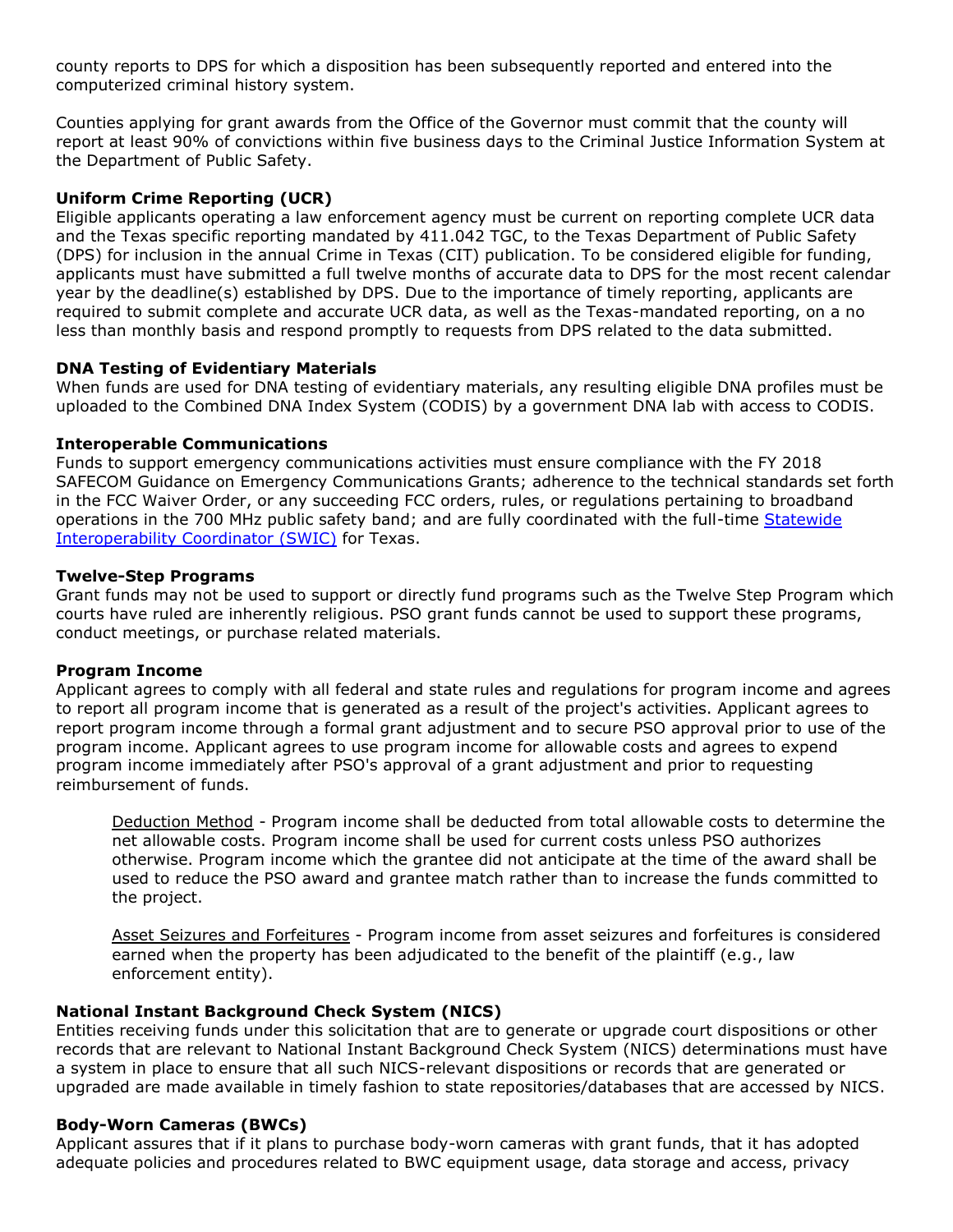county reports to DPS for which a disposition has been subsequently reported and entered into the computerized criminal history system.

Counties applying for grant awards from the Office of the Governor must commit that the county will report at least 90% of convictions within five business days to the Criminal Justice Information System at the Department of Public Safety.

**Uniform Crime Reporting (UCR)**

Eligible applicants operating a law enforcement agency must be current on reporting complete UCR data and the Texas specific reporting mandated by 411.042 TGC, to the Texas Department of Public Safety (DPS) for inclusion in the annual Crime in Texas (CIT) publication. To be considered eligible for funding, applicants must have submitted a full twelve months of accurate data to DPS for the most recent calendar year by the deadline(s) established by DPS. Due to the importance of timely reporting, applicants are required to submit complete and accurate UCR data, as well as the Texas-mandated reporting, on a no less than monthly basis and respond promptly to requests from DPS related to the data submitted.

**DNA Testing of Evidentiary Materials**

When funds are used for DNA testing of evidentiary materials, any resulting eligible DNA profiles must be uploaded to the Combined DNA Index System (CODIS) by a government DNA lab with access to CODIS.

**Interoperable Communications**

Funds to support emergency communications activities must ensure compliance with the FY 2018 SAFECOM Guidance on Emergency Communications Grants; adherence to the technical standards set forth in the FCC Waiver Order, or any succeeding FCC orders, rules, or regulations pertaining to broadband operations in the 700 MHz public safety band; and are fully coordinated with the full-time Statewide Interoperability Coordinator (SWIC) for Texas.

**Twelve-Step Programs**

Grant funds may not be used to support or directly fund programs such as the Twelve Step Program which courts have ruled are inherently religious. PSO grant funds cannot be used to support these programs, conduct meetings, or purchase related materials.

**Program Income**

Applicant agrees to comply with all federal and state rules and regulations for program income and agrees to report all program income that is generated as a result of the project's activities. Applicant agrees to report program income through a formal grant adjustment and to secure PSO approval prior to use of the program income. Applicant agrees to use program income for allowable costs and agrees to expend program income immediately after PSO's approval of a grant adjustment and prior to requesting reimbursement of funds.

> Deduction Method - Program income shall be deducted from total allowable costs to determine the net allowable costs. Program income shall be used for current costs unless PSO authorizes otherwise. Program income which the grantee did not anticipate at the time of the award shall be used to reduce the PSO award and grantee match rather than to increase the funds committed to the project.
>
> Asset Seizures and Forfeitures - Program income from asset seizures and forfeitures is considered earned when the property has been adjudicated to the benefit of the plaintiff (e.g., law enforcement entity).

**National Instant Background Check System (NICS)**

Entities receiving funds under this solicitation that are to generate or upgrade court dispositions or other records that are relevant to National Instant Background Check System (NICS) determinations must have a system in place to ensure that all such NICS-relevant dispositions or records that are generated or upgraded are made available in timely fashion to state repositories/databases that are accessed by NICS.

**Body-Worn Cameras (BWCs)**

Applicant assures that if it plans to purchase body-worn cameras with grant funds, that it has adopted adequate policies and procedures related to BWC equipment usage, data storage and access, privacy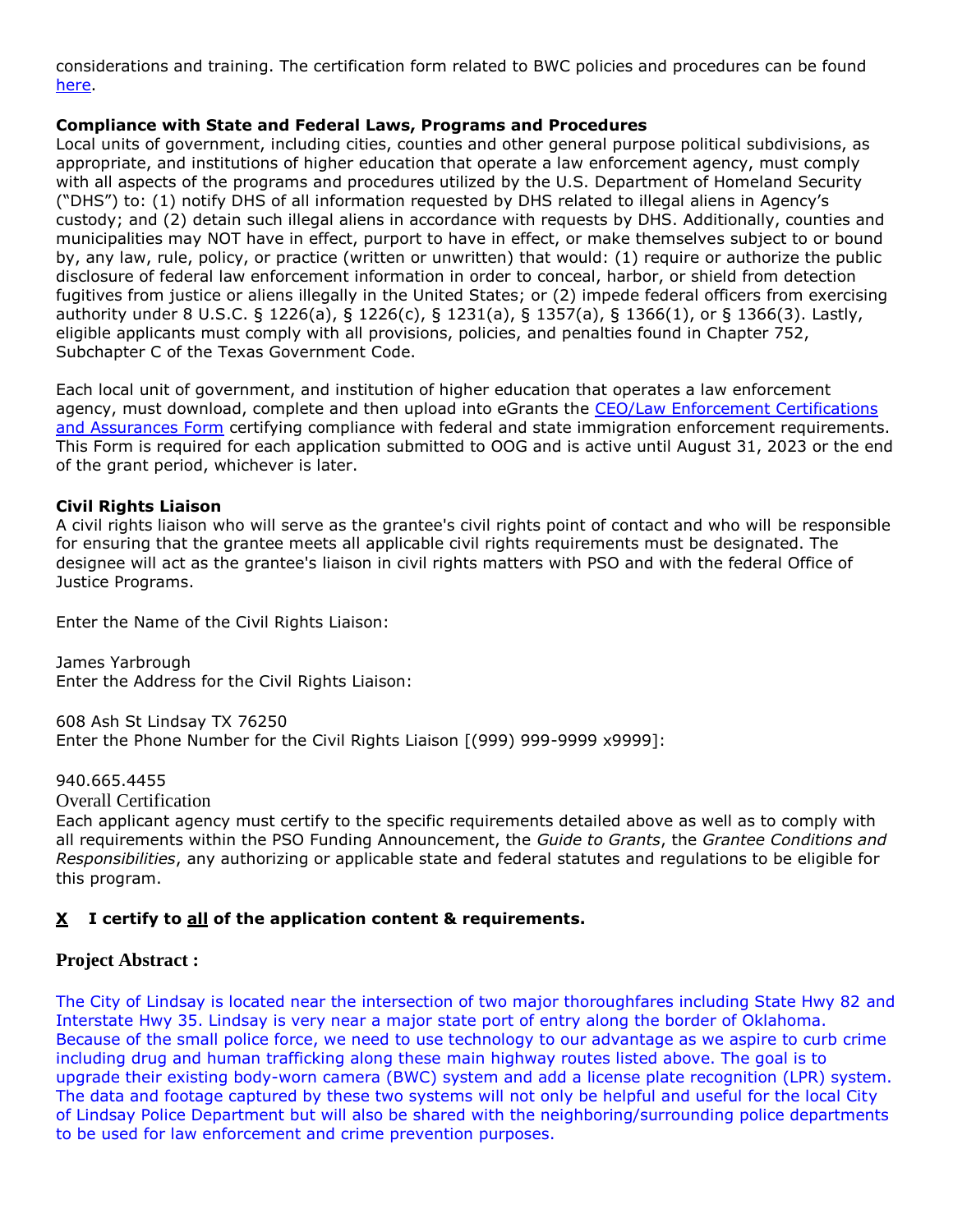considerations and training. The certification form related to BWC policies and procedures can be found [here](#).

**Compliance with State and Federal Laws, Programs and Procedures**
Local units of government, including cities, counties and other general purpose political subdivisions, as appropriate, and institutions of higher education that operate a law enforcement agency, must comply with all aspects of the programs and procedures utilized by the U.S. Department of Homeland Security ("DHS") to: (1) notify DHS of all information requested by DHS related to illegal aliens in Agency's custody; and (2) detain such illegal aliens in accordance with requests by DHS. Additionally, counties and municipalities may NOT have in effect, purport to have in effect, or make themselves subject to or bound by, any law, rule, policy, or practice (written or unwritten) that would: (1) require or authorize the public disclosure of federal law enforcement information in order to conceal, harbor, or shield from detection fugitives from justice or aliens illegally in the United States; or (2) impede federal officers from exercising authority under 8 U.S.C. § 1226(a), § 1226(c), § 1231(a), § 1357(a), § 1366(1), or § 1366(3). Lastly, eligible applicants must comply with all provisions, policies, and penalties found in Chapter 752, Subchapter C of the Texas Government Code.

Each local unit of government, and institution of higher education that operates a law enforcement agency, must download, complete and then upload into eGrants the [CEO/Law Enforcement Certifications and Assurances Form](#) certifying compliance with federal and state immigration enforcement requirements. This Form is required for each application submitted to OOG and is active until August 31, 2023 or the end of the grant period, whichever is later.

**Civil Rights Liaison**
A civil rights liaison who will serve as the grantee's civil rights point of contact and who will be responsible for ensuring that the grantee meets all applicable civil rights requirements must be designated. The designee will act as the grantee's liaison in civil rights matters with PSO and with the federal Office of Justice Programs.

Enter the Name of the Civil Rights Liaison:

James Yarbrough
Enter the Address for the Civil Rights Liaison:

608 Ash St Lindsay TX 76250
Enter the Phone Number for the Civil Rights Liaison [(999) 999-9999 x9999]:

940.665.4455
Overall Certification
Each applicant agency must certify to the specific requirements detailed above as well as to comply with all requirements within the PSO Funding Announcement, the *Guide to Grants*, the *Grantee Conditions and Responsibilities*, any authorizing or applicable state and federal statutes and regulations to be eligible for this program.

**X I certify to all of the application content & requirements.**

## Project Abstract :

The City of Lindsay is located near the intersection of two major thoroughfares including State Hwy 82 and Interstate Hwy 35. Lindsay is very near a major state port of entry along the border of Oklahoma. Because of the small police force, we need to use technology to our advantage as we aspire to curb crime including drug and human trafficking along these main highway routes listed above. The goal is to upgrade their existing body-worn camera (BWC) system and add a license plate recognition (LPR) system. The data and footage captured by these two systems will not only be helpful and useful for the local City of Lindsay Police Department but will also be shared with the neighboring/surrounding police departments to be used for law enforcement and crime prevention purposes.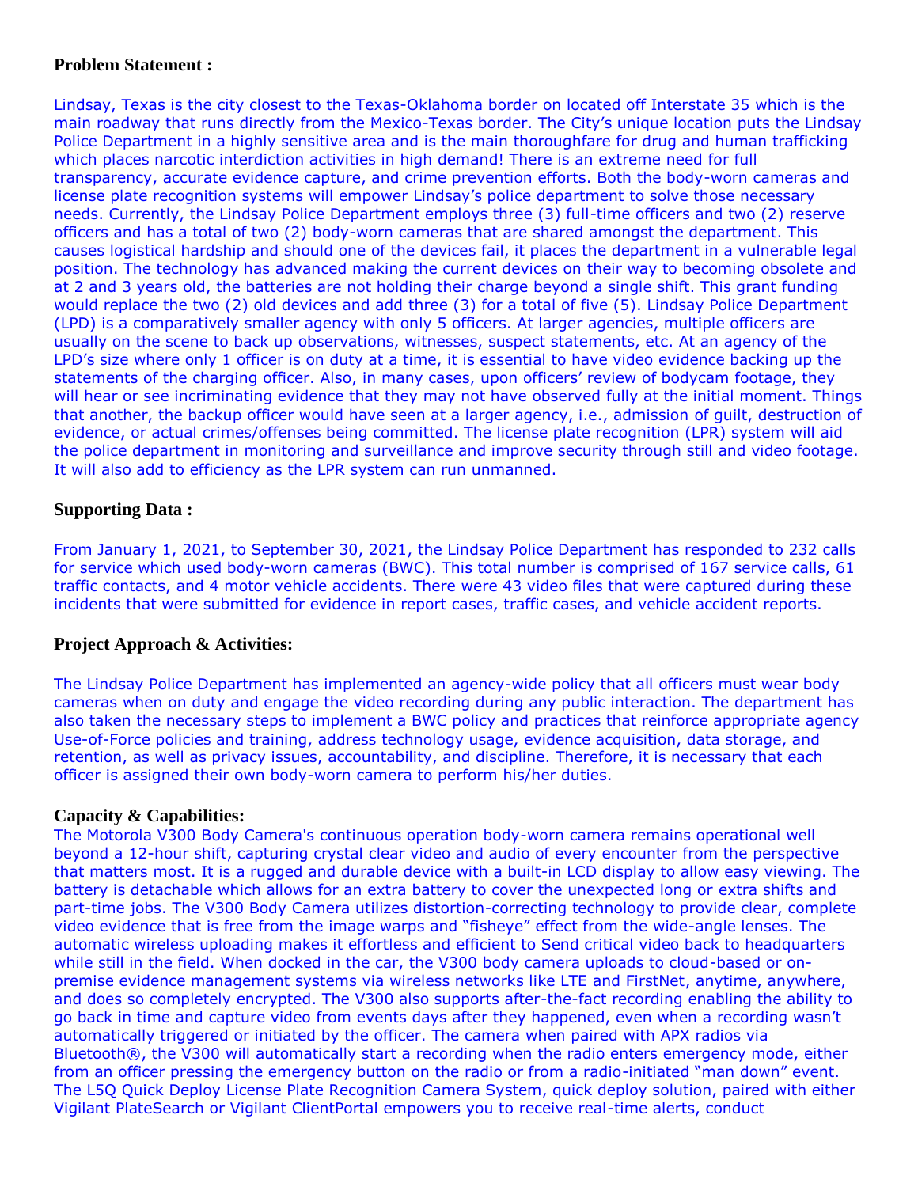**Problem Statement :**

Lindsay, Texas is the city closest to the Texas-Oklahoma border on located off Interstate 35 which is the main roadway that runs directly from the Mexico-Texas border. The City's unique location puts the Lindsay Police Department in a highly sensitive area and is the main thoroughfare for drug and human trafficking which places narcotic interdiction activities in high demand! There is an extreme need for full transparency, accurate evidence capture, and crime prevention efforts. Both the body-worn cameras and license plate recognition systems will empower Lindsay's police department to solve those necessary needs. Currently, the Lindsay Police Department employs three (3) full-time officers and two (2) reserve officers and has a total of two (2) body-worn cameras that are shared amongst the department. This causes logistical hardship and should one of the devices fail, it places the department in a vulnerable legal position. The technology has advanced making the current devices on their way to becoming obsolete and at 2 and 3 years old, the batteries are not holding their charge beyond a single shift. This grant funding would replace the two (2) old devices and add three (3) for a total of five (5). Lindsay Police Department (LPD) is a comparatively smaller agency with only 5 officers. At larger agencies, multiple officers are usually on the scene to back up observations, witnesses, suspect statements, etc. At an agency of the LPD's size where only 1 officer is on duty at a time, it is essential to have video evidence backing up the statements of the charging officer. Also, in many cases, upon officers' review of bodycam footage, they will hear or see incriminating evidence that they may not have observed fully at the initial moment. Things that another, the backup officer would have seen at a larger agency, i.e., admission of guilt, destruction of evidence, or actual crimes/offenses being committed. The license plate recognition (LPR) system will aid the police department in monitoring and surveillance and improve security through still and video footage. It will also add to efficiency as the LPR system can run unmanned.

**Supporting Data :**

From January 1, 2021, to September 30, 2021, the Lindsay Police Department has responded to 232 calls for service which used body-worn cameras (BWC). This total number is comprised of 167 service calls, 61 traffic contacts, and 4 motor vehicle accidents. There were 43 video files that were captured during these incidents that were submitted for evidence in report cases, traffic cases, and vehicle accident reports.

**Project Approach & Activities:**

The Lindsay Police Department has implemented an agency-wide policy that all officers must wear body cameras when on duty and engage the video recording during any public interaction. The department has also taken the necessary steps to implement a BWC policy and practices that reinforce appropriate agency Use-of-Force policies and training, address technology usage, evidence acquisition, data storage, and retention, as well as privacy issues, accountability, and discipline. Therefore, it is necessary that each officer is assigned their own body-worn camera to perform his/her duties.

**Capacity & Capabilities:**

The Motorola V300 Body Camera's continuous operation body-worn camera remains operational well beyond a 12-hour shift, capturing crystal clear video and audio of every encounter from the perspective that matters most. It is a rugged and durable device with a built-in LCD display to allow easy viewing. The battery is detachable which allows for an extra battery to cover the unexpected long or extra shifts and part-time jobs. The V300 Body Camera utilizes distortion-correcting technology to provide clear, complete video evidence that is free from the image warps and "fisheye" effect from the wide-angle lenses. The automatic wireless uploading makes it effortless and efficient to Send critical video back to headquarters while still in the field. When docked in the car, the V300 body camera uploads to cloud-based or on-premise evidence management systems via wireless networks like LTE and FirstNet, anytime, anywhere, and does so completely encrypted. The V300 also supports after-the-fact recording enabling the ability to go back in time and capture video from events days after they happened, even when a recording wasn't automatically triggered or initiated by the officer. The camera when paired with APX radios via Bluetooth®, the V300 will automatically start a recording when the radio enters emergency mode, either from an officer pressing the emergency button on the radio or from a radio-initiated "man down" event. The L5Q Quick Deploy License Plate Recognition Camera System, quick deploy solution, paired with either Vigilant PlateSearch or Vigilant ClientPortal empowers you to receive real-time alerts, conduct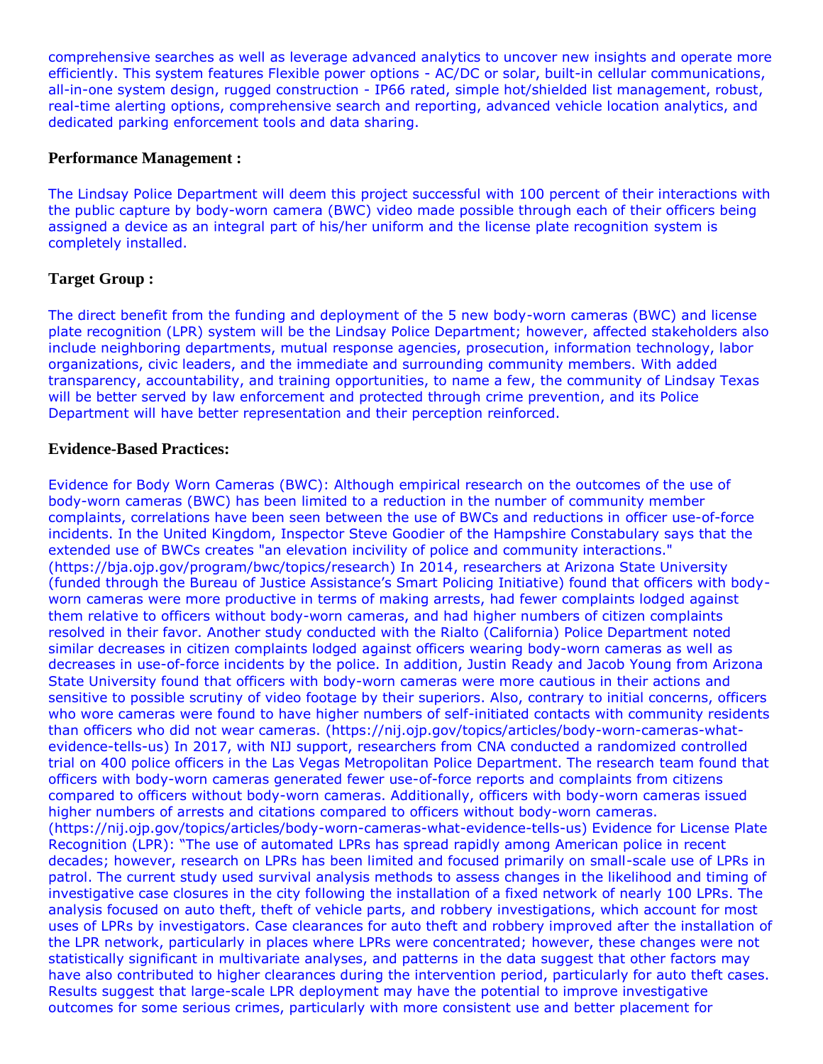comprehensive searches as well as leverage advanced analytics to uncover new insights and operate more efficiently. This system features Flexible power options - AC/DC or solar, built-in cellular communications, all-in-one system design, rugged construction - IP66 rated, simple hot/shielded list management, robust, real-time alerting options, comprehensive search and reporting, advanced vehicle location analytics, and dedicated parking enforcement tools and data sharing.

### Performance Management :

The Lindsay Police Department will deem this project successful with 100 percent of their interactions with the public capture by body-worn camera (BWC) video made possible through each of their officers being assigned a device as an integral part of his/her uniform and the license plate recognition system is completely installed.

### Target Group :

The direct benefit from the funding and deployment of the 5 new body-worn cameras (BWC) and license plate recognition (LPR) system will be the Lindsay Police Department; however, affected stakeholders also include neighboring departments, mutual response agencies, prosecution, information technology, labor organizations, civic leaders, and the immediate and surrounding community members. With added transparency, accountability, and training opportunities, to name a few, the community of Lindsay Texas will be better served by law enforcement and protected through crime prevention, and its Police Department will have better representation and their perception reinforced.

### Evidence-Based Practices:

Evidence for Body Worn Cameras (BWC): Although empirical research on the outcomes of the use of body-worn cameras (BWC) has been limited to a reduction in the number of community member complaints, correlations have been seen between the use of BWCs and reductions in officer use-of-force incidents. In the United Kingdom, Inspector Steve Goodier of the Hampshire Constabulary says that the extended use of BWCs creates "an elevation incivility of police and community interactions." (https://bja.ojp.gov/program/bwc/topics/research) In 2014, researchers at Arizona State University (funded through the Bureau of Justice Assistance's Smart Policing Initiative) found that officers with body-worn cameras were more productive in terms of making arrests, had fewer complaints lodged against them relative to officers without body-worn cameras, and had higher numbers of citizen complaints resolved in their favor. Another study conducted with the Rialto (California) Police Department noted similar decreases in citizen complaints lodged against officers wearing body-worn cameras as well as decreases in use-of-force incidents by the police. In addition, Justin Ready and Jacob Young from Arizona State University found that officers with body-worn cameras were more cautious in their actions and sensitive to possible scrutiny of video footage by their superiors. Also, contrary to initial concerns, officers who wore cameras were found to have higher numbers of self-initiated contacts with community residents than officers who did not wear cameras. (https://nij.ojp.gov/topics/articles/body-worn-cameras-what-evidence-tells-us) In 2017, with NIJ support, researchers from CNA conducted a randomized controlled trial on 400 police officers in the Las Vegas Metropolitan Police Department. The research team found that officers with body-worn cameras generated fewer use-of-force reports and complaints from citizens compared to officers without body-worn cameras. Additionally, officers with body-worn cameras issued higher numbers of arrests and citations compared to officers without body-worn cameras. (https://nij.ojp.gov/topics/articles/body-worn-cameras-what-evidence-tells-us) Evidence for License Plate Recognition (LPR): "The use of automated LPRs has spread rapidly among American police in recent decades; however, research on LPRs has been limited and focused primarily on small-scale use of LPRs in patrol. The current study used survival analysis methods to assess changes in the likelihood and timing of investigative case closures in the city following the installation of a fixed network of nearly 100 LPRs. The analysis focused on auto theft, theft of vehicle parts, and robbery investigations, which account for most uses of LPRs by investigators. Case clearances for auto theft and robbery improved after the installation of the LPR network, particularly in places where LPRs were concentrated; however, these changes were not statistically significant in multivariate analyses, and patterns in the data suggest that other factors may have also contributed to higher clearances during the intervention period, particularly for auto theft cases. Results suggest that large-scale LPR deployment may have the potential to improve investigative outcomes for some serious crimes, particularly with more consistent use and better placement for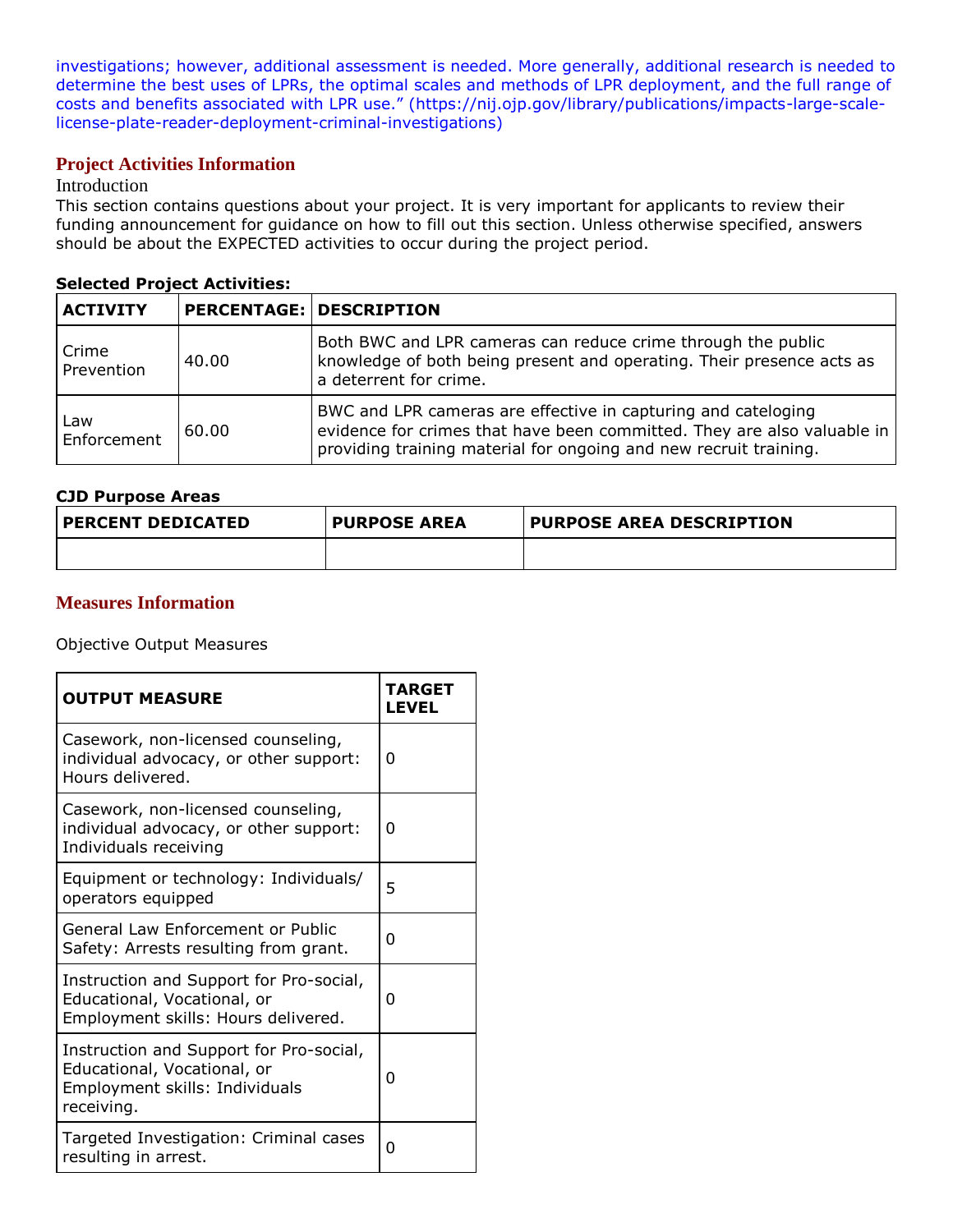investigations; however, additional assessment is needed. More generally, additional research is needed to determine the best uses of LPRs, the optimal scales and methods of LPR deployment, and the full range of costs and benefits associated with LPR use." (https://nij.ojp.gov/library/publications/impacts-large-scale-license-plate-reader-deployment-criminal-investigations)

## Project Activities Information

Introduction

This section contains questions about your project. It is very important for applicants to review their funding announcement for guidance on how to fill out this section. Unless otherwise specified, answers should be about the EXPECTED activities to occur during the project period.

**Selected Project Activities:**

| ACTIVITY | PERCENTAGE: | DESCRIPTION |
|---|---|---|
| Crime Prevention | 40.00 | Both BWC and LPR cameras can reduce crime through the public knowledge of both being present and operating. Their presence acts as a deterrent for crime. |
| Law Enforcement | 60.00 | BWC and LPR cameras are effective in capturing and cateloging evidence for crimes that have been committed. They are also valuable in providing training material for ongoing and new recruit training. |

**CJD Purpose Areas**

| PERCENT DEDICATED | PURPOSE AREA | PURPOSE AREA DESCRIPTION |
|---|---|---|
| | | |

## Measures Information

Objective Output Measures

| OUTPUT MEASURE | TARGET LEVEL |
|---|---|
| Casework, non-licensed counseling, individual advocacy, or other support: Hours delivered. | 0 |
| Casework, non-licensed counseling, individual advocacy, or other support: Individuals receiving | 0 |
| Equipment or technology: Individuals/ operators equipped | 5 |
| General Law Enforcement or Public Safety: Arrests resulting from grant. | 0 |
| Instruction and Support for Pro-social, Educational, Vocational, or Employment skills: Hours delivered. | 0 |
| Instruction and Support for Pro-social, Educational, Vocational, or Employment skills: Individuals receiving. | 0 |
| Targeted Investigation: Criminal cases resulting in arrest. | 0 |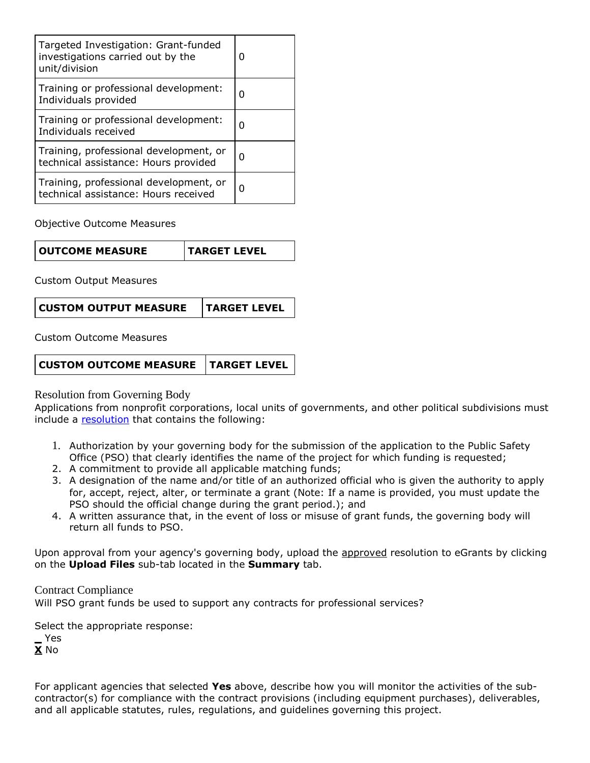| | |
|---|---|
| Targeted Investigation: Grant-funded investigations carried out by the unit/division | 0 |
| Training or professional development: Individuals provided | 0 |
| Training or professional development: Individuals received | 0 |
| Training, professional development, or technical assistance: Hours provided | 0 |
| Training, professional development, or technical assistance: Hours received | 0 |

Objective Outcome Measures

| OUTCOME MEASURE | TARGET LEVEL |
|---|---|

Custom Output Measures

| CUSTOM OUTPUT MEASURE | TARGET LEVEL |
|---|---|

Custom Outcome Measures

| CUSTOM OUTCOME MEASURE | TARGET LEVEL |
|---|---|

## Resolution from Governing Body

Applications from nonprofit corporations, local units of governments, and other political subdivisions must include a resolution that contains the following:

1. Authorization by your governing body for the submission of the application to the Public Safety Office (PSO) that clearly identifies the name of the project for which funding is requested;
2. A commitment to provide all applicable matching funds;
3. A designation of the name and/or title of an authorized official who is given the authority to apply for, accept, reject, alter, or terminate a grant (Note: If a name is provided, you must update the PSO should the official change during the grant period.); and
4. A written assurance that, in the event of loss or misuse of grant funds, the governing body will return all funds to PSO.

Upon approval from your agency's governing body, upload the approved resolution to eGrants by clicking on the **Upload Files** sub-tab located in the **Summary** tab.

## Contract Compliance

Will PSO grant funds be used to support any contracts for professional services?

Select the appropriate response:
_ Yes
**X** No

For applicant agencies that selected **Yes** above, describe how you will monitor the activities of the sub-contractor(s) for compliance with the contract provisions (including equipment purchases), deliverables, and all applicable statutes, rules, regulations, and guidelines governing this project.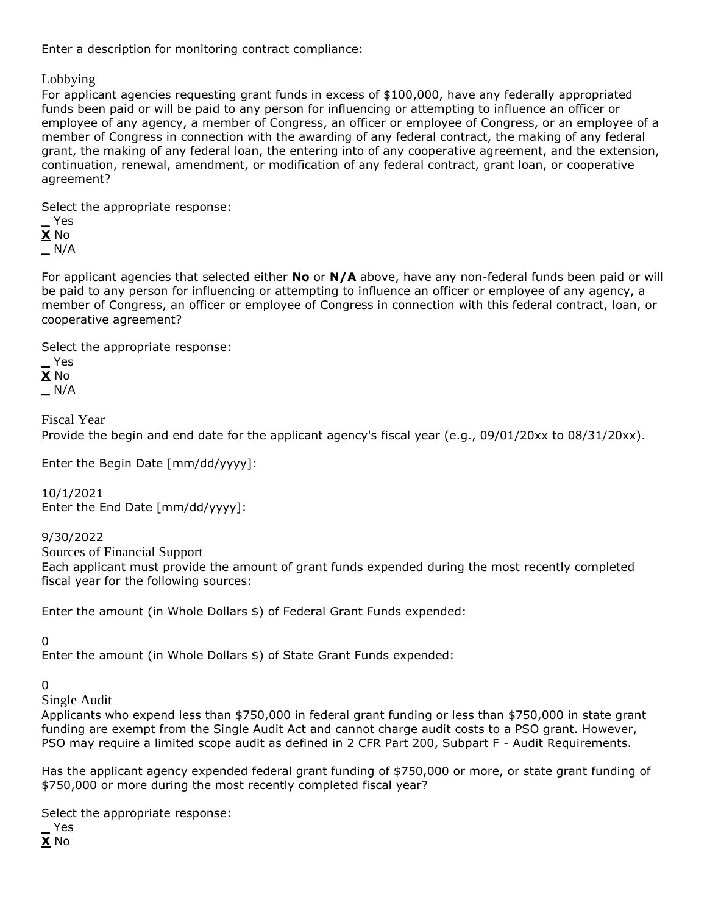Enter a description for monitoring contract compliance:

### Lobbying

For applicant agencies requesting grant funds in excess of $100,000, have any federally appropriated funds been paid or will be paid to any person for influencing or attempting to influence an officer or employee of any agency, a member of Congress, an officer or employee of Congress, or an employee of a member of Congress in connection with the awarding of any federal contract, the making of any federal grant, the making of any federal loan, the entering into of any cooperative agreement, and the extension, continuation, renewal, amendment, or modification of any federal contract, grant loan, or cooperative agreement?

Select the appropriate response:

_ Yes
**X** No
_ N/A

For applicant agencies that selected either **No** or **N/A** above, have any non-federal funds been paid or will be paid to any person for influencing or attempting to influence an officer or employee of any agency, a member of Congress, an officer or employee of Congress in connection with this federal contract, loan, or cooperative agreement?

Select the appropriate response:

_ Yes
**X** No
_ N/A

### Fiscal Year

Provide the begin and end date for the applicant agency's fiscal year (e.g., 09/01/20xx to 08/31/20xx).

Enter the Begin Date [mm/dd/yyyy]:

10/1/2021

Enter the End Date [mm/dd/yyyy]:

9/30/2022

### Sources of Financial Support

Each applicant must provide the amount of grant funds expended during the most recently completed fiscal year for the following sources:

Enter the amount (in Whole Dollars $) of Federal Grant Funds expended:

0

Enter the amount (in Whole Dollars $) of State Grant Funds expended:

0

### Single Audit

Applicants who expend less than $750,000 in federal grant funding or less than $750,000 in state grant funding are exempt from the Single Audit Act and cannot charge audit costs to a PSO grant. However, PSO may require a limited scope audit as defined in 2 CFR Part 200, Subpart F - Audit Requirements.

Has the applicant agency expended federal grant funding of $750,000 or more, or state grant funding of $750,000 or more during the most recently completed fiscal year?

Select the appropriate response:

_ Yes
**X** No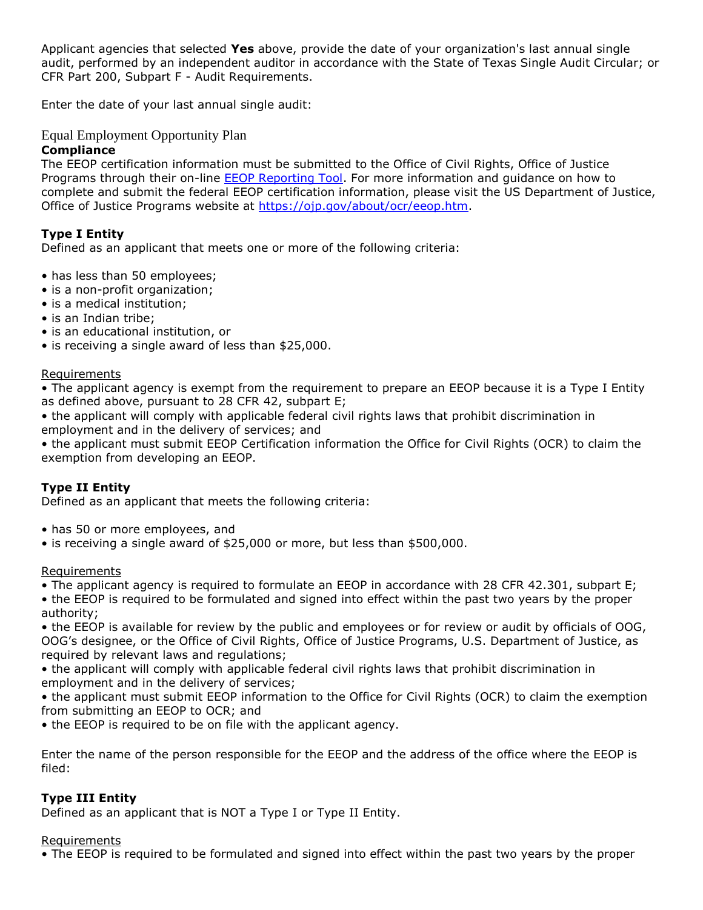Applicant agencies that selected **Yes** above, provide the date of your organization's last annual single audit, performed by an independent auditor in accordance with the State of Texas Single Audit Circular; or CFR Part 200, Subpart F - Audit Requirements.

Enter the date of your last annual single audit:

## Equal Employment Opportunity Plan

**Compliance**

The EEOP certification information must be submitted to the Office of Civil Rights, Office of Justice Programs through their on-line EEOP Reporting Tool. For more information and guidance on how to complete and submit the federal EEOP certification information, please visit the US Department of Justice, Office of Justice Programs website at https://ojp.gov/about/ocr/eeop.htm.

**Type I Entity**

Defined as an applicant that meets one or more of the following criteria:

- has less than 50 employees;
- is a non-profit organization;
- is a medical institution;
- is an Indian tribe;
- is an educational institution, or
- is receiving a single award of less than $25,000.

Requirements

- The applicant agency is exempt from the requirement to prepare an EEOP because it is a Type I Entity as defined above, pursuant to 28 CFR 42, subpart E;
- the applicant will comply with applicable federal civil rights laws that prohibit discrimination in employment and in the delivery of services; and
- the applicant must submit EEOP Certification information the Office for Civil Rights (OCR) to claim the exemption from developing an EEOP.

**Type II Entity**

Defined as an applicant that meets the following criteria:

- has 50 or more employees, and
- is receiving a single award of $25,000 or more, but less than $500,000.

Requirements

- The applicant agency is required to formulate an EEOP in accordance with 28 CFR 42.301, subpart E;
- the EEOP is required to be formulated and signed into effect within the past two years by the proper authority;
- the EEOP is available for review by the public and employees or for review or audit by officials of OOG, OOG's designee, or the Office of Civil Rights, Office of Justice Programs, U.S. Department of Justice, as required by relevant laws and regulations;
- the applicant will comply with applicable federal civil rights laws that prohibit discrimination in employment and in the delivery of services;
- the applicant must submit EEOP information to the Office for Civil Rights (OCR) to claim the exemption from submitting an EEOP to OCR; and
- the EEOP is required to be on file with the applicant agency.

Enter the name of the person responsible for the EEOP and the address of the office where the EEOP is filed:

**Type III Entity**

Defined as an applicant that is NOT a Type I or Type II Entity.

Requirements

- The EEOP is required to be formulated and signed into effect within the past two years by the proper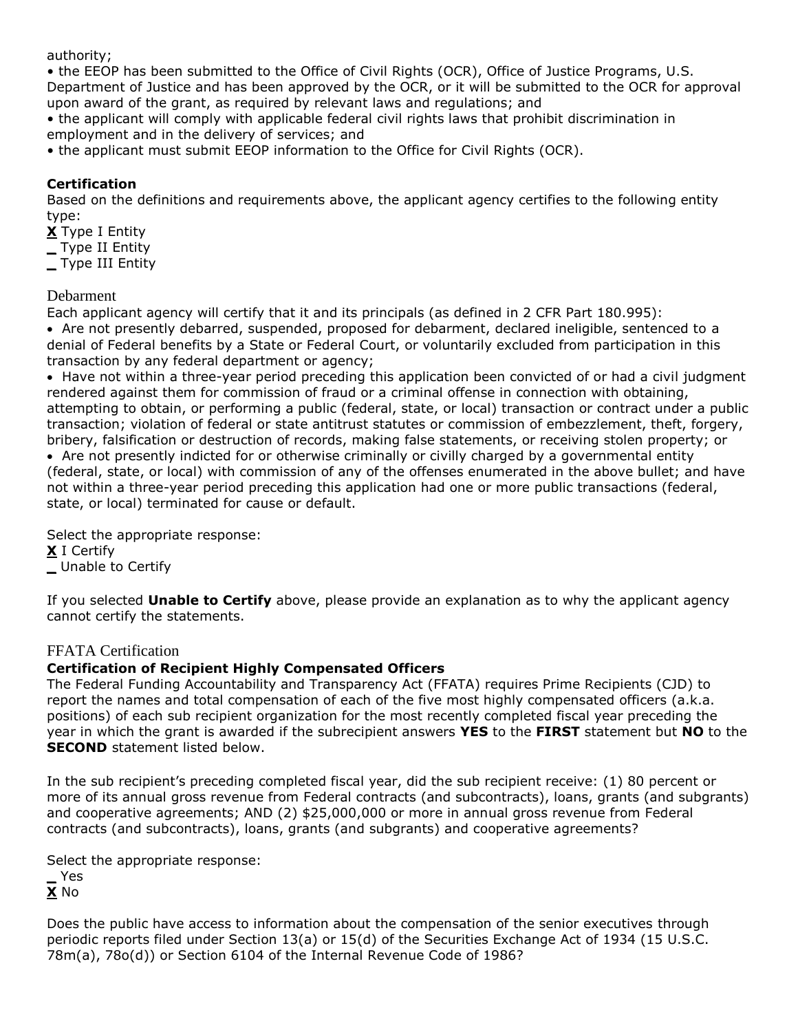authority;

• the EEOP has been submitted to the Office of Civil Rights (OCR), Office of Justice Programs, U.S. Department of Justice and has been approved by the OCR, or it will be submitted to the OCR for approval upon award of the grant, as required by relevant laws and regulations; and

• the applicant will comply with applicable federal civil rights laws that prohibit discrimination in employment and in the delivery of services; and

• the applicant must submit EEOP information to the Office for Civil Rights (OCR).

**Certification**

Based on the definitions and requirements above, the applicant agency certifies to the following entity type:

**X** Type I Entity
_ Type II Entity
_ Type III Entity

## Debarment

Each applicant agency will certify that it and its principals (as defined in 2 CFR Part 180.995):

- Are not presently debarred, suspended, proposed for debarment, declared ineligible, sentenced to a denial of Federal benefits by a State or Federal Court, or voluntarily excluded from participation in this transaction by any federal department or agency;
- Have not within a three-year period preceding this application been convicted of or had a civil judgment rendered against them for commission of fraud or a criminal offense in connection with obtaining, attempting to obtain, or performing a public (federal, state, or local) transaction or contract under a public transaction; violation of federal or state antitrust statutes or commission of embezzlement, theft, forgery, bribery, falsification or destruction of records, making false statements, or receiving stolen property; or
- Are not presently indicted for or otherwise criminally or civilly charged by a governmental entity (federal, state, or local) with commission of any of the offenses enumerated in the above bullet; and have not within a three-year period preceding this application had one or more public transactions (federal, state, or local) terminated for cause or default.

Select the appropriate response:

**X** I Certify
_ Unable to Certify

If you selected **Unable to Certify** above, please provide an explanation as to why the applicant agency cannot certify the statements.

## FFATA Certification

**Certification of Recipient Highly Compensated Officers**

The Federal Funding Accountability and Transparency Act (FFATA) requires Prime Recipients (CJD) to report the names and total compensation of each of the five most highly compensated officers (a.k.a. positions) of each sub recipient organization for the most recently completed fiscal year preceding the year in which the grant is awarded if the subrecipient answers **YES** to the **FIRST** statement but **NO** to the **SECOND** statement listed below.

In the sub recipient's preceding completed fiscal year, did the sub recipient receive: (1) 80 percent or more of its annual gross revenue from Federal contracts (and subcontracts), loans, grants (and subgrants) and cooperative agreements; AND (2) $25,000,000 or more in annual gross revenue from Federal contracts (and subcontracts), loans, grants (and subgrants) and cooperative agreements?

Select the appropriate response:

_ Yes
**X** No

Does the public have access to information about the compensation of the senior executives through periodic reports filed under Section 13(a) or 15(d) of the Securities Exchange Act of 1934 (15 U.S.C. 78m(a), 78o(d)) or Section 6104 of the Internal Revenue Code of 1986?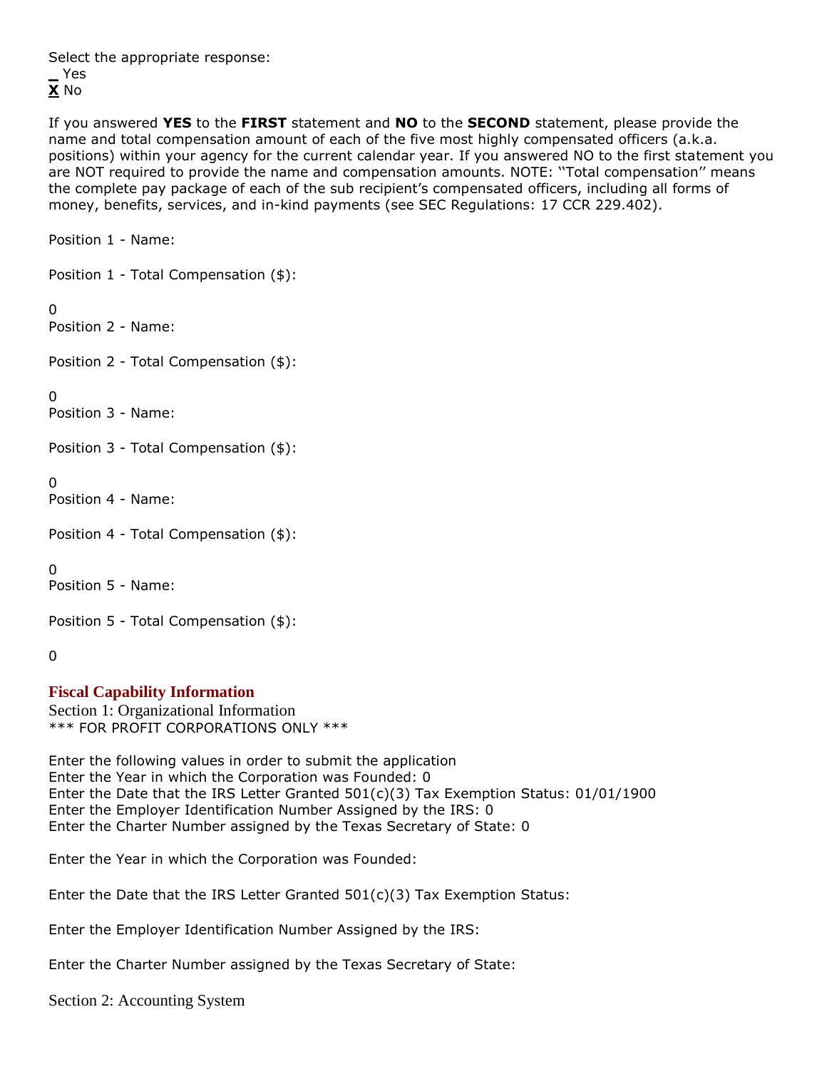Select the appropriate response:
_ Yes
**X** No

If you answered **YES** to the **FIRST** statement and **NO** to the **SECOND** statement, please provide the name and total compensation amount of each of the five most highly compensated officers (a.k.a. positions) within your agency for the current calendar year. If you answered NO to the first statement you are NOT required to provide the name and compensation amounts. NOTE: ''Total compensation'' means the complete pay package of each of the sub recipient's compensated officers, including all forms of money, benefits, services, and in-kind payments (see SEC Regulations: 17 CCR 229.402).

Position 1 - Name:

Position 1 - Total Compensation ($):

0

Position 2 - Name:

Position 2 - Total Compensation ($):

0

Position 3 - Name:

Position 3 - Total Compensation ($):

0

Position 4 - Name:

Position 4 - Total Compensation ($):

0

Position 5 - Name:

Position 5 - Total Compensation ($):

0

## Fiscal Capability Information

Section 1: Organizational Information

*** FOR PROFIT CORPORATIONS ONLY ***

Enter the following values in order to submit the application
Enter the Year in which the Corporation was Founded: 0
Enter the Date that the IRS Letter Granted 501(c)(3) Tax Exemption Status: 01/01/1900
Enter the Employer Identification Number Assigned by the IRS: 0
Enter the Charter Number assigned by the Texas Secretary of State: 0

Enter the Year in which the Corporation was Founded:

Enter the Date that the IRS Letter Granted 501(c)(3) Tax Exemption Status:

Enter the Employer Identification Number Assigned by the IRS:

Enter the Charter Number assigned by the Texas Secretary of State:

Section 2: Accounting System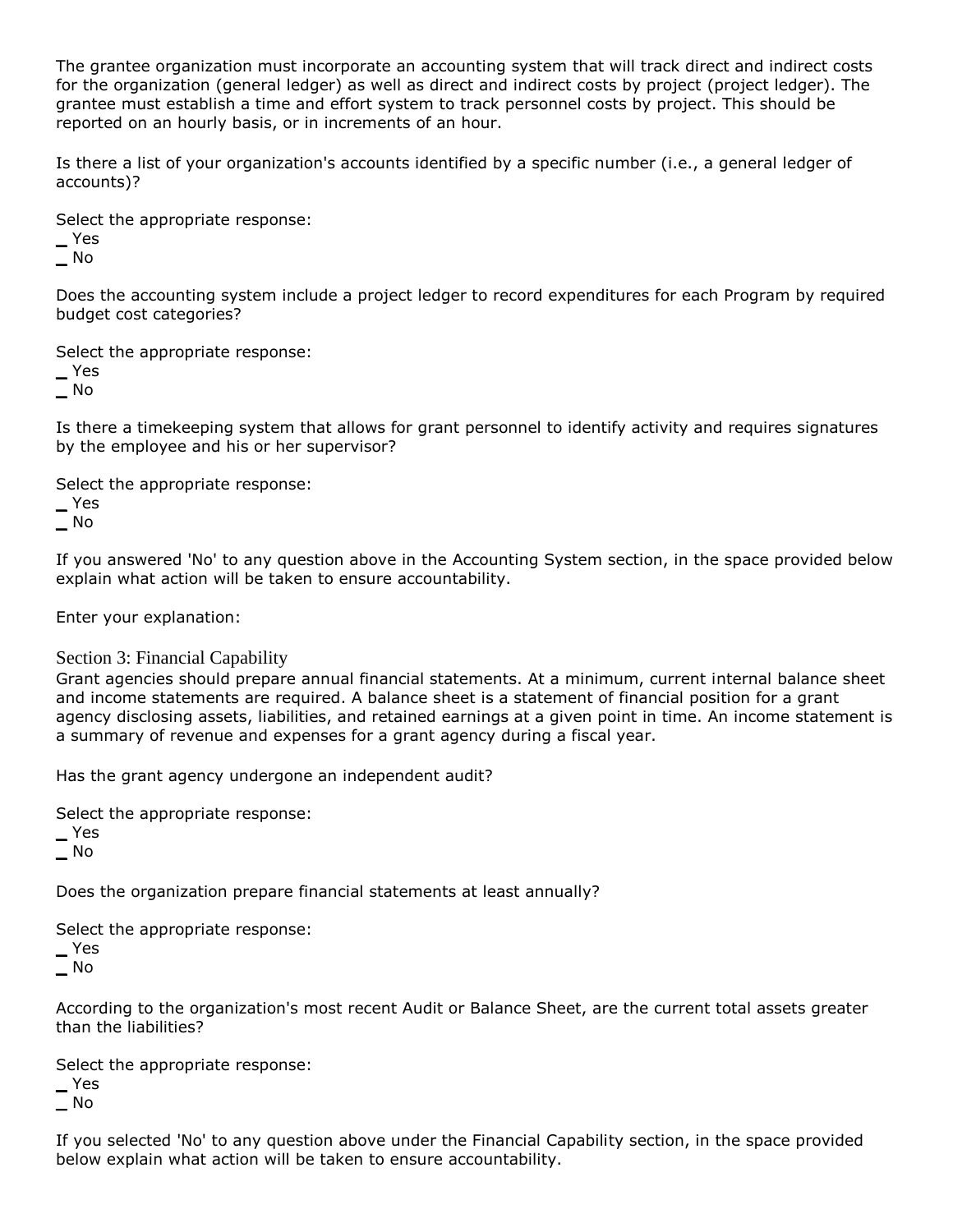The grantee organization must incorporate an accounting system that will track direct and indirect costs for the organization (general ledger) as well as direct and indirect costs by project (project ledger). The grantee must establish a time and effort system to track personnel costs by project. This should be reported on an hourly basis, or in increments of an hour.

Is there a list of your organization's accounts identified by a specific number (i.e., a general ledger of accounts)?

Select the appropriate response:
_ Yes
_ No

Does the accounting system include a project ledger to record expenditures for each Program by required budget cost categories?

Select the appropriate response:
_ Yes
_ No

Is there a timekeeping system that allows for grant personnel to identify activity and requires signatures by the employee and his or her supervisor?

Select the appropriate response:
_ Yes
_ No

If you answered 'No' to any question above in the Accounting System section, in the space provided below explain what action will be taken to ensure accountability.

Enter your explanation:

## Section 3: Financial Capability

Grant agencies should prepare annual financial statements. At a minimum, current internal balance sheet and income statements are required. A balance sheet is a statement of financial position for a grant agency disclosing assets, liabilities, and retained earnings at a given point in time. An income statement is a summary of revenue and expenses for a grant agency during a fiscal year.

Has the grant agency undergone an independent audit?

Select the appropriate response:
_ Yes
_ No

Does the organization prepare financial statements at least annually?

Select the appropriate response:
_ Yes
_ No

According to the organization's most recent Audit or Balance Sheet, are the current total assets greater than the liabilities?

Select the appropriate response:
_ Yes
_ No

If you selected 'No' to any question above under the Financial Capability section, in the space provided below explain what action will be taken to ensure accountability.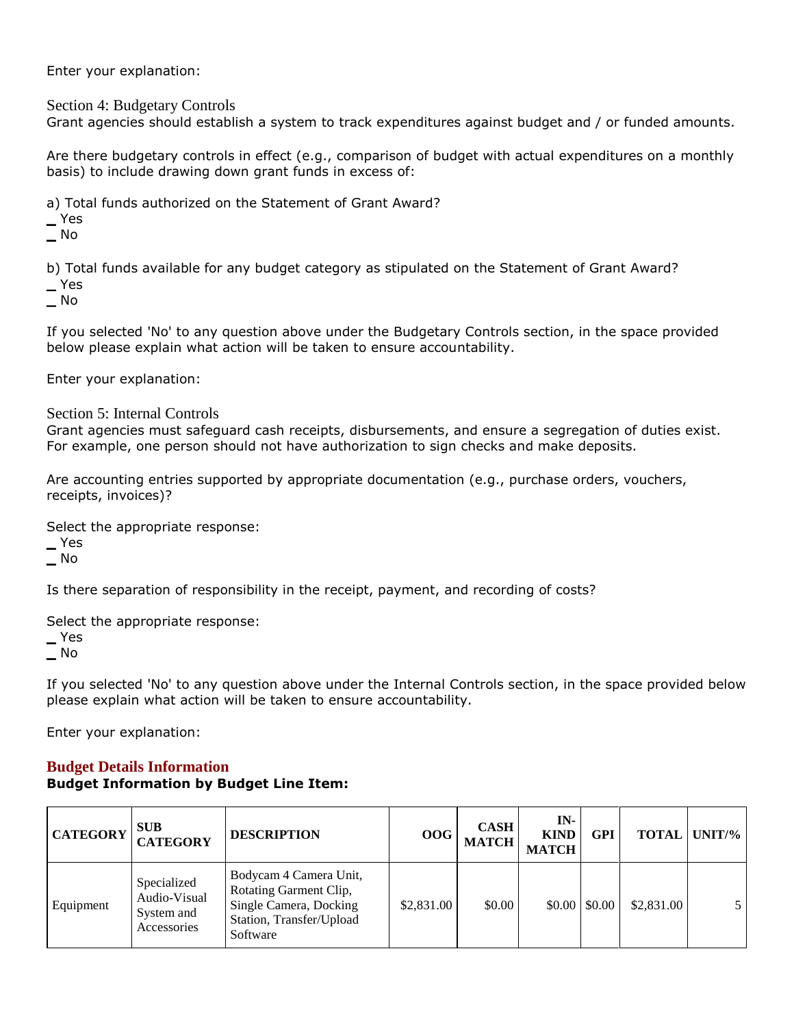Enter your explanation:

Section 4: Budgetary Controls

Grant agencies should establish a system to track expenditures against budget and / or funded amounts.

Are there budgetary controls in effect (e.g., comparison of budget with actual expenditures on a monthly basis) to include drawing down grant funds in excess of:

a) Total funds authorized on the Statement of Grant Award?

_ Yes
_ No

b) Total funds available for any budget category as stipulated on the Statement of Grant Award?

_ Yes
_ No

If you selected 'No' to any question above under the Budgetary Controls section, in the space provided below please explain what action will be taken to ensure accountability.

Enter your explanation:

Section 5: Internal Controls

Grant agencies must safeguard cash receipts, disbursements, and ensure a segregation of duties exist. For example, one person should not have authorization to sign checks and make deposits.

Are accounting entries supported by appropriate documentation (e.g., purchase orders, vouchers, receipts, invoices)?

Select the appropriate response:

_ Yes
_ No

Is there separation of responsibility in the receipt, payment, and recording of costs?

Select the appropriate response:

_ Yes
_ No

If you selected 'No' to any question above under the Internal Controls section, in the space provided below please explain what action will be taken to ensure accountability.

Enter your explanation:

## Budget Details Information

**Budget Information by Budget Line Item:**

| CATEGORY | SUB CATEGORY | DESCRIPTION | OOG | CASH MATCH | IN-KIND MATCH | GPI | TOTAL | UNIT/% |
|---|---|---|---|---|---|---|---|---|
| Equipment | Specialized Audio-Visual System and Accessories | Bodycam 4 Camera Unit, Rotating Garment Clip, Single Camera, Docking Station, Transfer/Upload Software | $2,831.00 | $0.00 | $0.00 | $0.00 | $2,831.00 | 5 |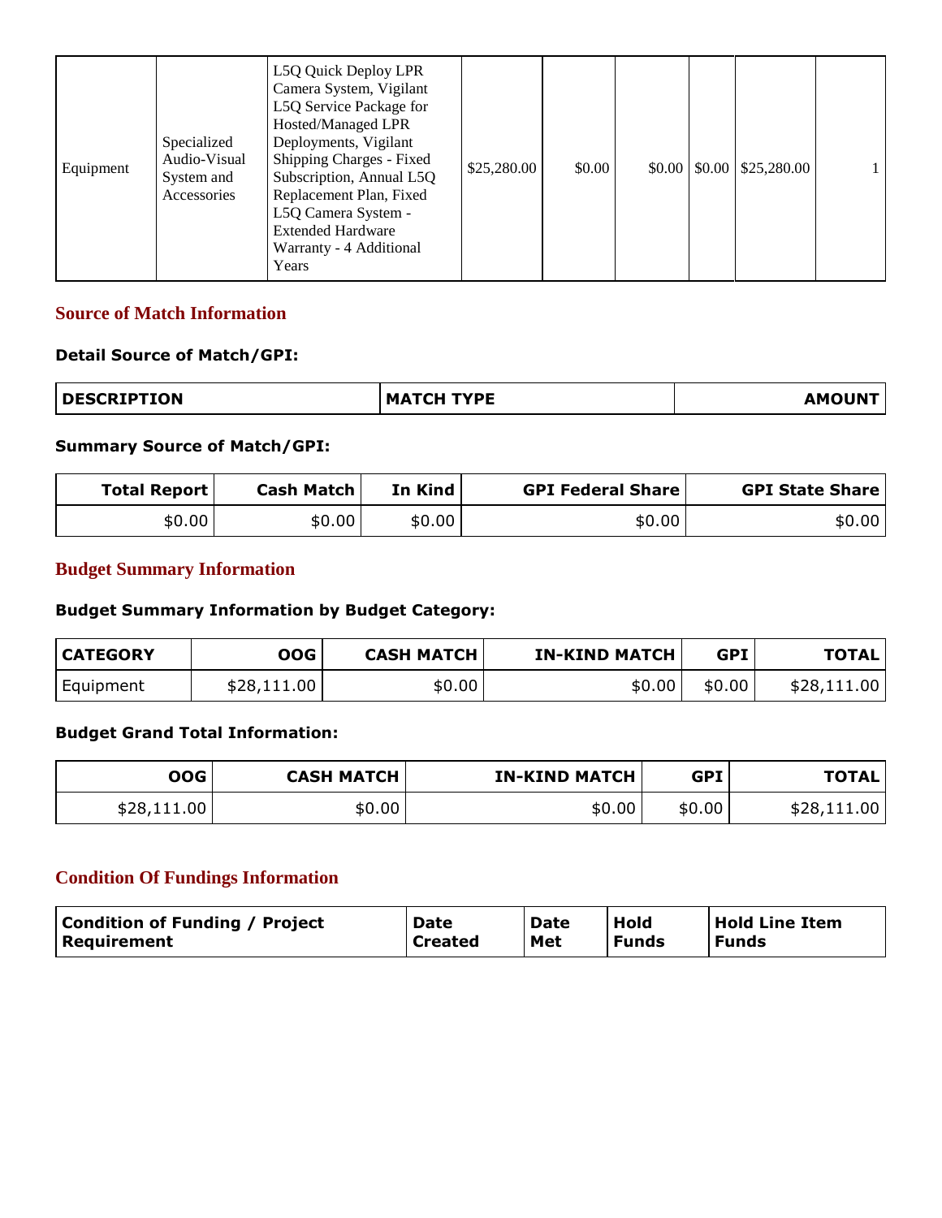| | | | | | | | | | |
|---|---|---|---|---|---|---|---|---|---|
| Equipment | Specialized Audio-Visual System and Accessories | L5Q Quick Deploy LPR Camera System, Vigilant L5Q Service Package for Hosted/Managed LPR Deployments, Vigilant Shipping Charges - Fixed Subscription, Annual L5Q Replacement Plan, Fixed L5Q Camera System - Extended Hardware Warranty - 4 Additional Years | $25,280.00 | $0.00 | $0.00 | $0.00 | $25,280.00 | | 1 |

## Source of Match Information

### Detail Source of Match/GPI:

| DESCRIPTION | MATCH TYPE | AMOUNT |
|---|---|---|

### Summary Source of Match/GPI:

| Total Report | Cash Match | In Kind | GPI Federal Share | GPI State Share |
|---|---|---|---|---|
| $0.00 | $0.00 | $0.00 | $0.00 | $0.00 |

## Budget Summary Information

### Budget Summary Information by Budget Category:

| CATEGORY | OOG | CASH MATCH | IN-KIND MATCH | GPI | TOTAL |
|---|---|---|---|---|---|
| Equipment | $28,111.00 | $0.00 | $0.00 | $0.00 | $28,111.00 |

### Budget Grand Total Information:

| OOG | CASH MATCH | IN-KIND MATCH | GPI | TOTAL |
|---|---|---|---|---|
| $28,111.00 | $0.00 | $0.00 | $0.00 | $28,111.00 |

## Condition Of Fundings Information

| Condition of Funding / Project Requirement | Date Created | Date Met | Hold Funds | Hold Line Item Funds |
|---|---|---|---|---|